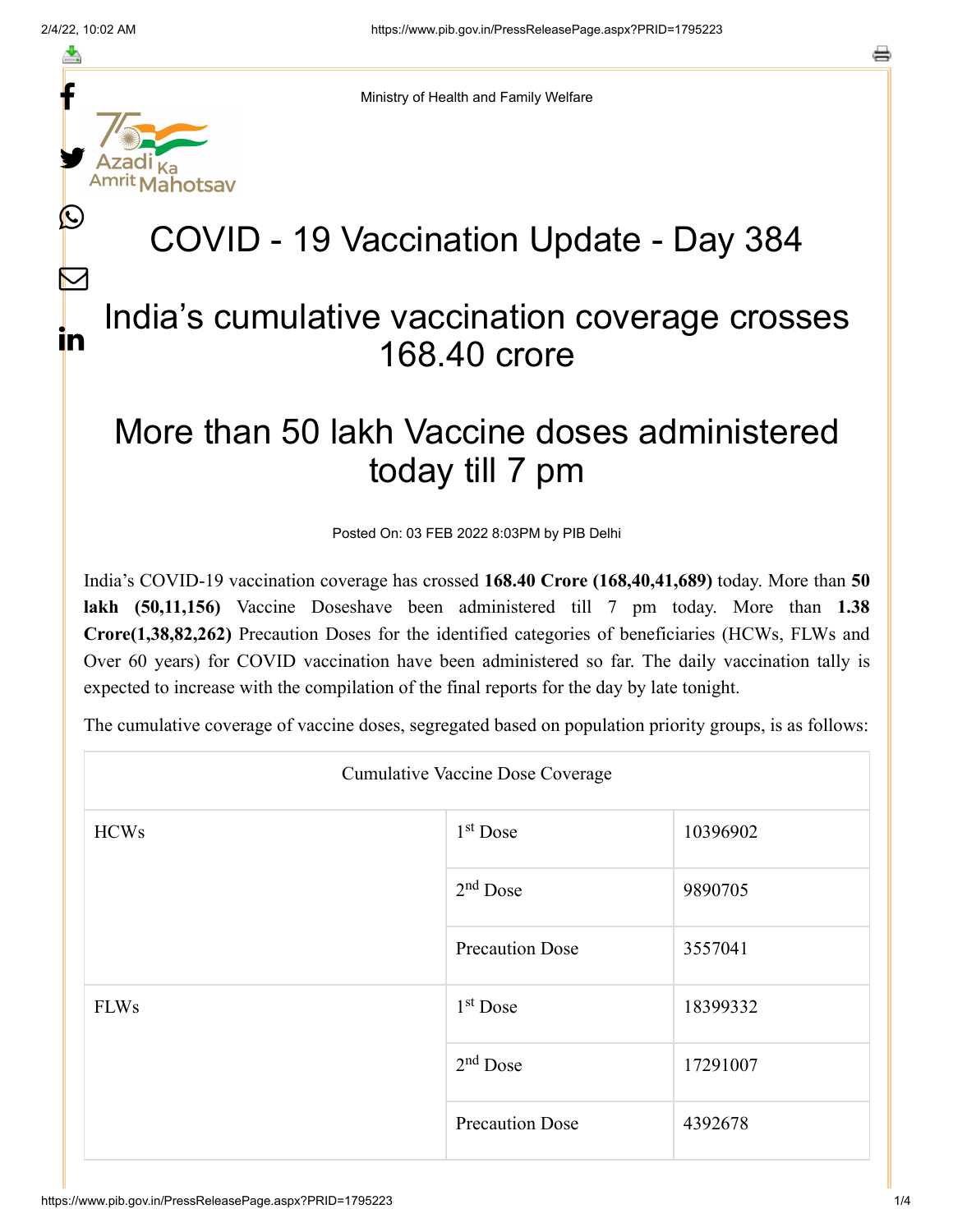Ministry of Health and Family Welfare

# COVID - 19 Vaccination Update - Day 384

## India's cumulative vaccination coverage crosses 168.40 crore

## More than 50 lakh Vaccine doses administered today till 7 pm

Posted On: 03 FEB 2022 8:03PM by PIB Delhi

India's COVID-19 vaccination coverage has crossed **168.40 Crore (168,40,41,689)** today. More than **50 lakh (50,11,156)** Vaccine Doseshave been administered till 7 pm today. More than **1.38 Crore(1,38,82,262)** Precaution Doses for the identified categories of beneficiaries (HCWs, FLWs and Over 60 years) for COVID vaccination have been administered so far. The daily vaccination tally is expected to increase with the compilation of the final reports for the day by late tonight.

The cumulative coverage of vaccine doses, segregated based on population priority groups, is as follows:

| Cumulative Vaccine Dose Coverage | | |
|---|---|---|
| HCWs | 1st Dose | 10396902 |
| | 2nd Dose | 9890705 |
| | Precaution Dose | 3557041 |
| FLWs | 1st Dose | 18399332 |
| | 2nd Dose | 17291007 |
| | Precaution Dose | 4392678 |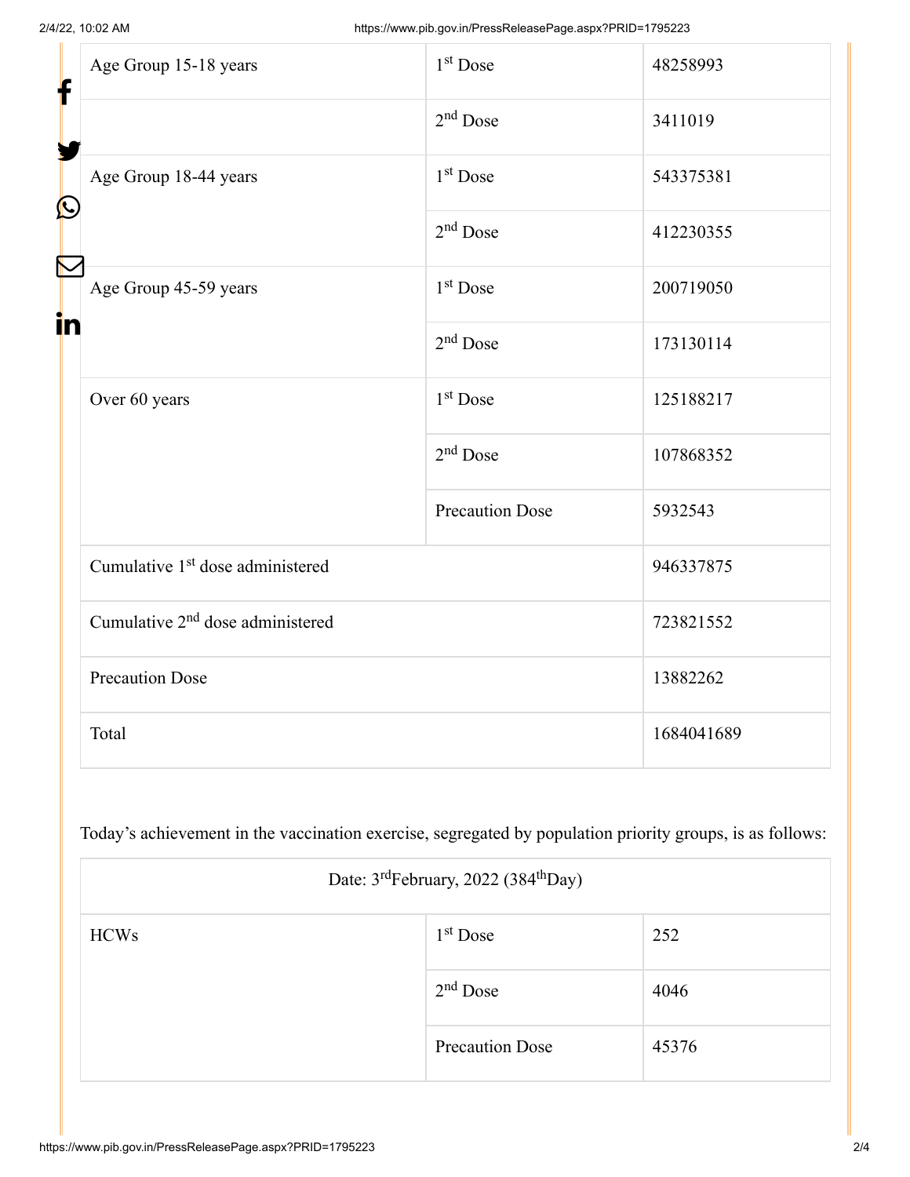| Age Group 15-18 years | 1st Dose | 48258993 |
|---|---|---|
| | 2nd Dose | 3411019 |
| Age Group 18-44 years | 1st Dose | 543375381 |
| | 2nd Dose | 412230355 |
| Age Group 45-59 years | 1st Dose | 200719050 |
| | 2nd Dose | 173130114 |
| Over 60 years | 1st Dose | 125188217 |
| | 2nd Dose | 107868352 |
| | Precaution Dose | 5932543 |
| Cumulative 1st dose administered | | 946337875 |
| Cumulative 2nd dose administered | | 723821552 |
| Precaution Dose | | 13882262 |
| Total | | 1684041689 |

Today's achievement in the vaccination exercise, segregated by population priority groups, is as follows:

| Date: 3rd February, 2022 (384th Day) | | |
|---|---|---|
| HCWs | 1st Dose | 252 |
| | 2nd Dose | 4046 |
| | Precaution Dose | 45376 |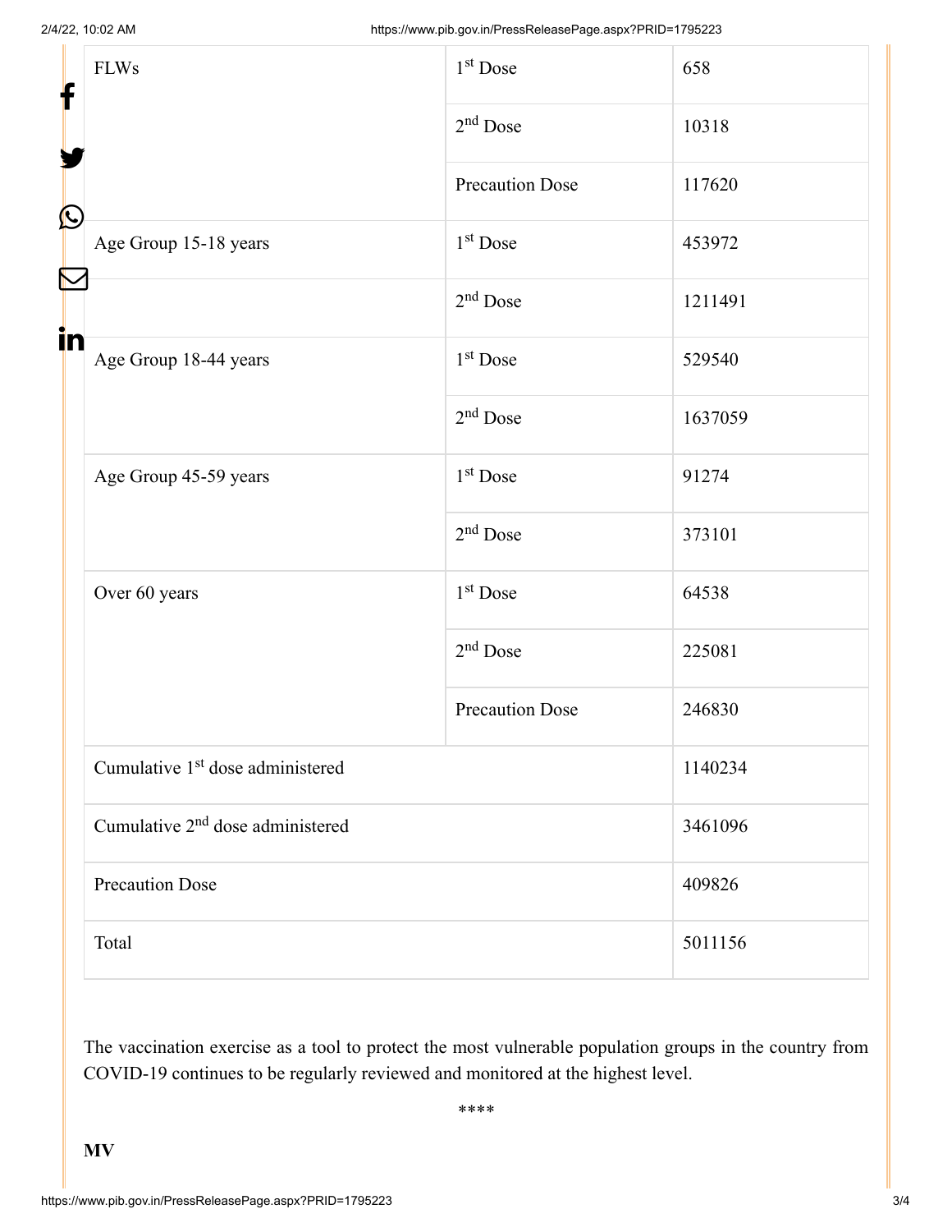| | | |
|---|---|---|
| FLWs | 1st Dose | 658 |
| | 2nd Dose | 10318 |
| | Precaution Dose | 117620 |
| Age Group 15-18 years | 1st Dose | 453972 |
| | 2nd Dose | 1211491 |
| Age Group 18-44 years | 1st Dose | 529540 |
| | 2nd Dose | 1637059 |
| Age Group 45-59 years | 1st Dose | 91274 |
| | 2nd Dose | 373101 |
| Over 60 years | 1st Dose | 64538 |
| | 2nd Dose | 225081 |
| | Precaution Dose | 246830 |
| Cumulative 1st dose administered | | 1140234 |
| Cumulative 2nd dose administered | | 3461096 |
| Precaution Dose | | 409826 |
| Total | | 5011156 |

The vaccination exercise as a tool to protect the most vulnerable population groups in the country from COVID-19 continues to be regularly reviewed and monitored at the highest level.

****

**MV**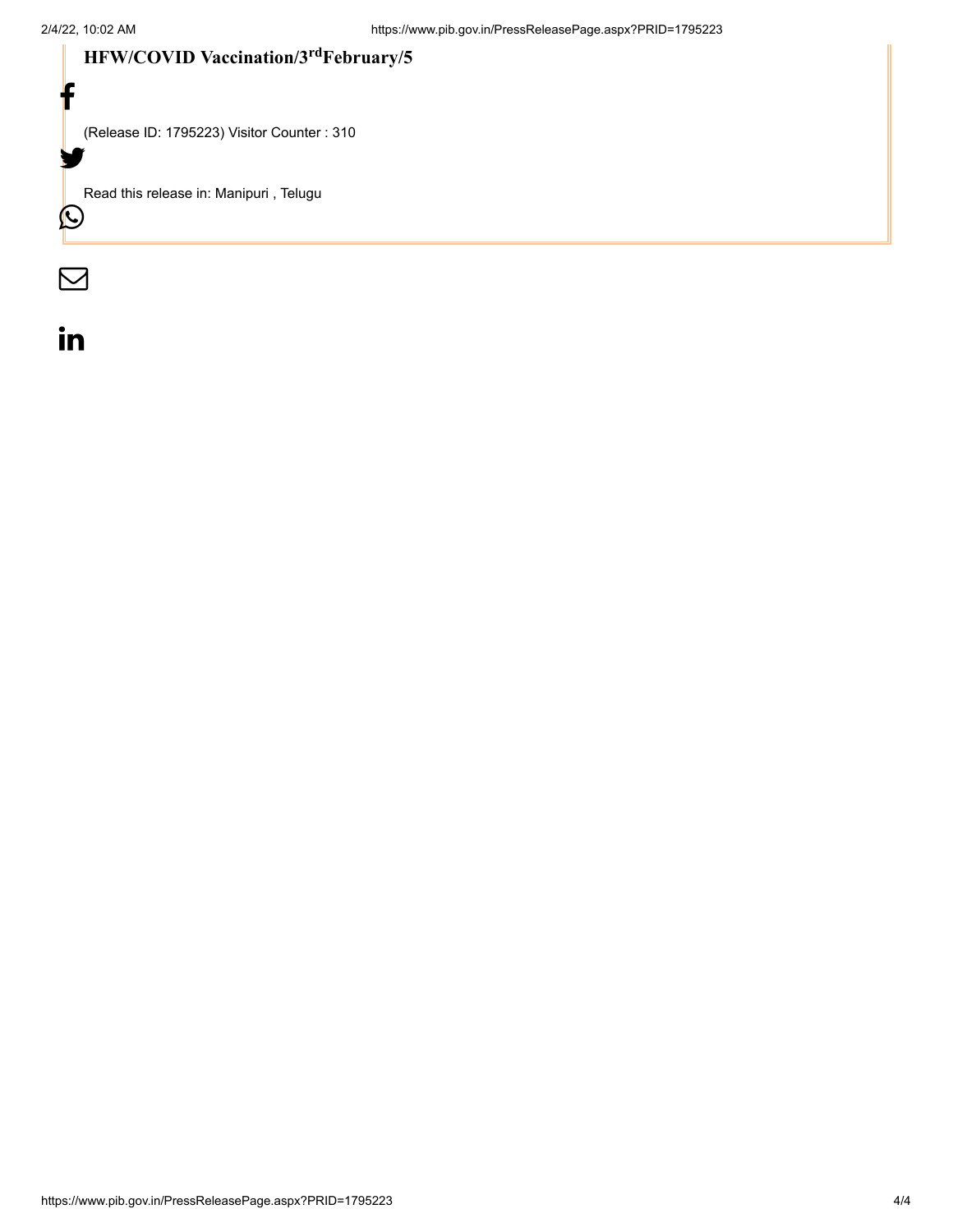**HFW/COVID Vaccination/3rdFebruary/5**

(Release ID: 1795223) Visitor Counter : 310

Read this release in: Manipuri , Telugu